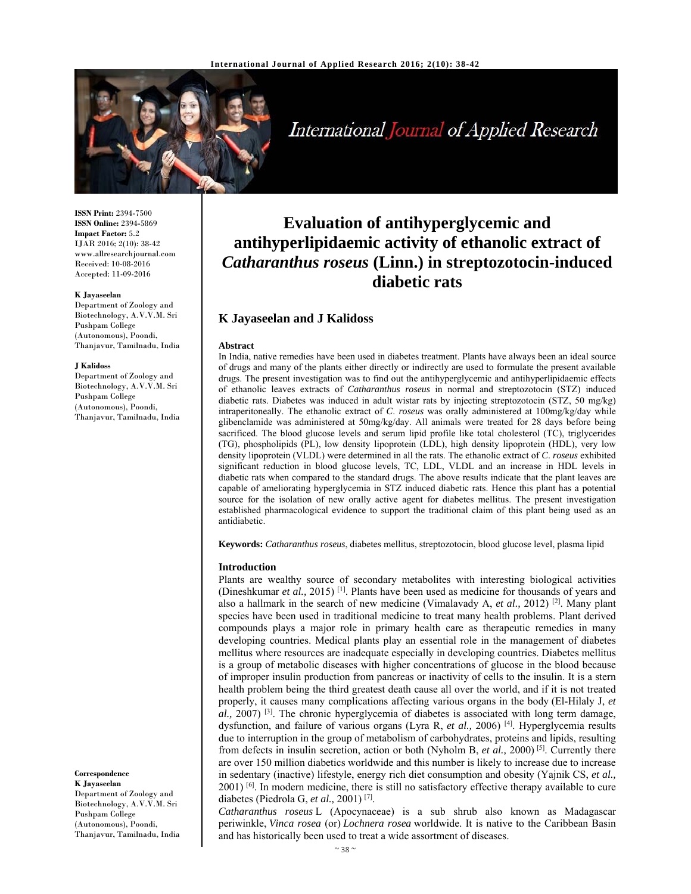**ISSN Print:** 2394-7500
**ISSN Online:** 2394-5869
**Impact Factor:** 5.2
IJAR 2016; 2(10): 38-42
www.allresearchjournal.com
Received: 10-08-2016
Accepted: 11-09-2016

**K Jayaseelan**
Department of Zoology and Biotechnology, A.V.V.M. Sri Pushpam College (Autonomous), Poondi, Thanjavur, Tamilnadu, India

**J Kalidoss**
Department of Zoology and Biotechnology, A.V.V.M. Sri Pushpam College (Autonomous), Poondi, Thanjavur, Tamilnadu, India

**Correspondence**
**K Jayaseelan**
Department of Zoology and Biotechnology, A.V.V.M. Sri Pushpam College (Autonomous), Poondi, Thanjavur, Tamilnadu, India

# Evaluation of antihyperglycemic and antihyperlipidaemic activity of ethanolic extract of *Catharanthus roseus* (Linn.) in streptozotocin-induced diabetic rats

## K Jayaseelan and J Kalidoss

### Abstract

In India, native remedies have been used in diabetes treatment. Plants have always been an ideal source of drugs and many of the plants either directly or indirectly are used to formulate the present available drugs. The present investigation was to find out the antihyperglycemic and antihyperlipidaemic effects of ethanolic leaves extracts of *Catharanthus roseus* in normal and streptozotocin (STZ) induced diabetic rats. Diabetes was induced in adult wistar rats by injecting streptozotocin (STZ, 50 mg/kg) intraperitoneally. The ethanolic extract of *C. roseus* was orally administered at 100mg/kg/day while glibenclamide was administered at 50mg/kg/day. All animals were treated for 28 days before being sacrificed. The blood glucose levels and serum lipid profile like total cholesterol (TC), triglycerides (TG), phospholipids (PL), low density lipoprotein (LDL), high density lipoprotein (HDL), very low density lipoprotein (VLDL) were determined in all the rats. The ethanolic extract of *C. roseus* exhibited significant reduction in blood glucose levels, TC, LDL, VLDL and an increase in HDL levels in diabetic rats when compared to the standard drugs. The above results indicate that the plant leaves are capable of ameliorating hyperglycemia in STZ induced diabetic rats. Hence this plant has a potential source for the isolation of new orally active agent for diabetes mellitus. The present investigation established pharmacological evidence to support the traditional claim of this plant being used as an antidiabetic.

**Keywords:** *Catharanthus roseus*, diabetes mellitus, streptozotocin, blood glucose level, plasma lipid

### Introduction

Plants are wealthy source of secondary metabolites with interesting biological activities (Dineshkumar *et al.,* 2015) [1]. Plants have been used as medicine for thousands of years and also a hallmark in the search of new medicine (Vimalavady A, *et al.,* 2012) [2]. Many plant species have been used in traditional medicine to treat many health problems. Plant derived compounds plays a major role in primary health care as therapeutic remedies in many developing countries. Medical plants play an essential role in the management of diabetes mellitus where resources are inadequate especially in developing countries. Diabetes mellitus is a group of metabolic diseases with higher concentrations of glucose in the blood because of improper insulin production from pancreas or inactivity of cells to the insulin. It is a stern health problem being the third greatest death cause all over the world, and if it is not treated properly, it causes many complications affecting various organs in the body (El-Hilaly J, *et al.,* 2007) [3]. The chronic hyperglycemia of diabetes is associated with long term damage, dysfunction, and failure of various organs (Lyra R, *et al.,* 2006) [4]. Hyperglycemia results due to interruption in the group of metabolism of carbohydrates, proteins and lipids, resulting from defects in insulin secretion, action or both (Nyholm B, *et al.,* 2000) [5]. Currently there are over 150 million diabetics worldwide and this number is likely to increase due to increase in sedentary (inactive) lifestyle, energy rich diet consumption and obesity (Yajnik CS, *et al.,* 2001) [6]. In modern medicine, there is still no satisfactory effective therapy available to cure diabetes (Piedrola G, *et al.,* 2001) [7].

*Catharanthus roseus* L (Apocynaceae) is a sub shrub also known as Madagascar periwinkle, *Vinca rosea* (or) *Lochnera rosea* worldwide. It is native to the Caribbean Basin and has historically been used to treat a wide assortment of diseases.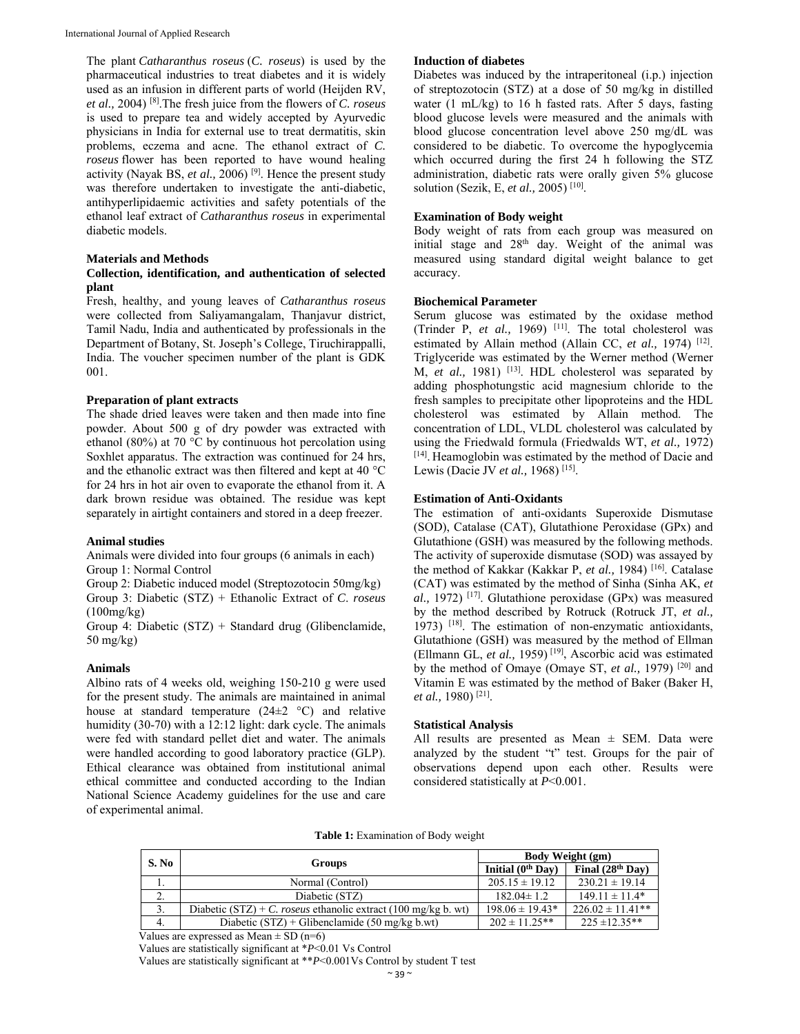The plant *Catharanthus roseus* (*C. roseus*) is used by the pharmaceutical industries to treat diabetes and it is widely used as an infusion in different parts of world (Heijden RV, *et al.,* 2004) [8]. The fresh juice from the flowers of *C. roseus* is used to prepare tea and widely accepted by Ayurvedic physicians in India for external use to treat dermatitis, skin problems, eczema and acne. The ethanol extract of *C. roseus* flower has been reported to have wound healing activity (Nayak BS, *et al.,* 2006) [9]. Hence the present study was therefore undertaken to investigate the anti-diabetic, antihyperlipidaemic activities and safety potentials of the ethanol leaf extract of *Catharanthus roseus* in experimental diabetic models.

## Materials and Methods

### Collection, identification, and authentication of selected plant

Fresh, healthy, and young leaves of *Catharanthus roseus* were collected from Saliyamangalam, Thanjavur district, Tamil Nadu, India and authenticated by professionals in the Department of Botany, St. Joseph's College, Tiruchirappalli, India. The voucher specimen number of the plant is GDK 001.

### Preparation of plant extracts

The shade dried leaves were taken and then made into fine powder. About 500 g of dry powder was extracted with ethanol (80%) at 70 °C by continuous hot percolation using Soxhlet apparatus. The extraction was continued for 24 hrs, and the ethanolic extract was then filtered and kept at 40 °C for 24 hrs in hot air oven to evaporate the ethanol from it. A dark brown residue was obtained. The residue was kept separately in airtight containers and stored in a deep freezer.

### Animal studies

Animals were divided into four groups (6 animals in each)
Group 1: Normal Control
Group 2: Diabetic induced model (Streptozotocin 50mg/kg)
Group 3: Diabetic (STZ) + Ethanolic Extract of *C. roseus* (100mg/kg)
Group 4: Diabetic (STZ) + Standard drug (Glibenclamide, 50 mg/kg)

### Animals

Albino rats of 4 weeks old, weighing 150-210 g were used for the present study. The animals are maintained in animal house at standard temperature (24±2 °C) and relative humidity (30-70) with a 12:12 light: dark cycle. The animals were fed with standard pellet diet and water. The animals were handled according to good laboratory practice (GLP). Ethical clearance was obtained from institutional animal ethical committee and conducted according to the Indian National Science Academy guidelines for the use and care of experimental animal.

### Induction of diabetes

Diabetes was induced by the intraperitoneal (i.p.) injection of streptozotocin (STZ) at a dose of 50 mg/kg in distilled water (1 mL/kg) to 16 h fasted rats. After 5 days, fasting blood glucose levels were measured and the animals with blood glucose concentration level above 250 mg/dL was considered to be diabetic. To overcome the hypoglycemia which occurred during the first 24 h following the STZ administration, diabetic rats were orally given 5% glucose solution (Sezik, E, *et al.,* 2005) [10].

### Examination of Body weight

Body weight of rats from each group was measured on initial stage and 28th day. Weight of the animal was measured using standard digital weight balance to get accuracy.

### Biochemical Parameter

Serum glucose was estimated by the oxidase method (Trinder P, *et al.,* 1969) [11]. The total cholesterol was estimated by Allain method (Allain CC, *et al.,* 1974) [12]. Triglyceride was estimated by the Werner method (Werner M, *et al.,* 1981) [13]. HDL cholesterol was separated by adding phosphotungstic acid magnesium chloride to the fresh samples to precipitate other lipoproteins and the HDL cholesterol was estimated by Allain method. The concentration of LDL, VLDL cholesterol was calculated by using the Friedwald formula (Friedwalds WT, *et al.,* 1972) [14]. Heamoglobin was estimated by the method of Dacie and Lewis (Dacie JV *et al.,* 1968) [15].

### Estimation of Anti-Oxidants

The estimation of anti-oxidants Superoxide Dismutase (SOD), Catalase (CAT), Glutathione Peroxidase (GPx) and Glutathione (GSH) was measured by the following methods. The activity of superoxide dismutase (SOD) was assayed by the method of Kakkar (Kakkar P, *et al.,* 1984) [16]. Catalase (CAT) was estimated by the method of Sinha (Sinha AK, *et al.,* 1972) [17]. Glutathione peroxidase (GPx) was measured by the method described by Rotruck (Rotruck JT, *et al.,* 1973) [18]. The estimation of non-enzymatic antioxidants, Glutathione (GSH) was measured by the method of Ellman (Ellmann GL, *et al.,* 1959) [19], Ascorbic acid was estimated by the method of Omaye (Omaye ST, *et al.,* 1979) [20] and Vitamin E was estimated by the method of Baker (Baker H, *et al.,* 1980) [21].

### Statistical Analysis

All results are presented as Mean ± SEM. Data were analyzed by the student "t" test. Groups for the pair of observations depend upon each other. Results were considered statistically at $P<0.001$.

**Table 1:** Examination of Body weight

| S. No | Groups | Body Weight (gm) | |
|---|---|---|---|
| | | Initial (0th Day) | Final (28th Day) |
| 1. | Normal (Control) | 205.15 ± 19.12 | 230.21 ± 19.14 |
| 2. | Diabetic (STZ) | 182.04± 1.2 | 149.11 ± 11.4* |
| 3. | Diabetic (STZ) + *C. roseus* ethanolic extract (100 mg/kg b. wt) | 198.06 ± 19.43* | 226.02 ± 11.41** |
| 4. | Diabetic (STZ) + Glibenclamide (50 mg/kg b.wt) | 202 ± 11.25** | 225 ±12.35** |

Values are expressed as Mean ± SD (n=6)
Values are statistically significant at *$P<0.01$ Vs Control
Values are statistically significant at **$P<0.001$Vs Control by student T test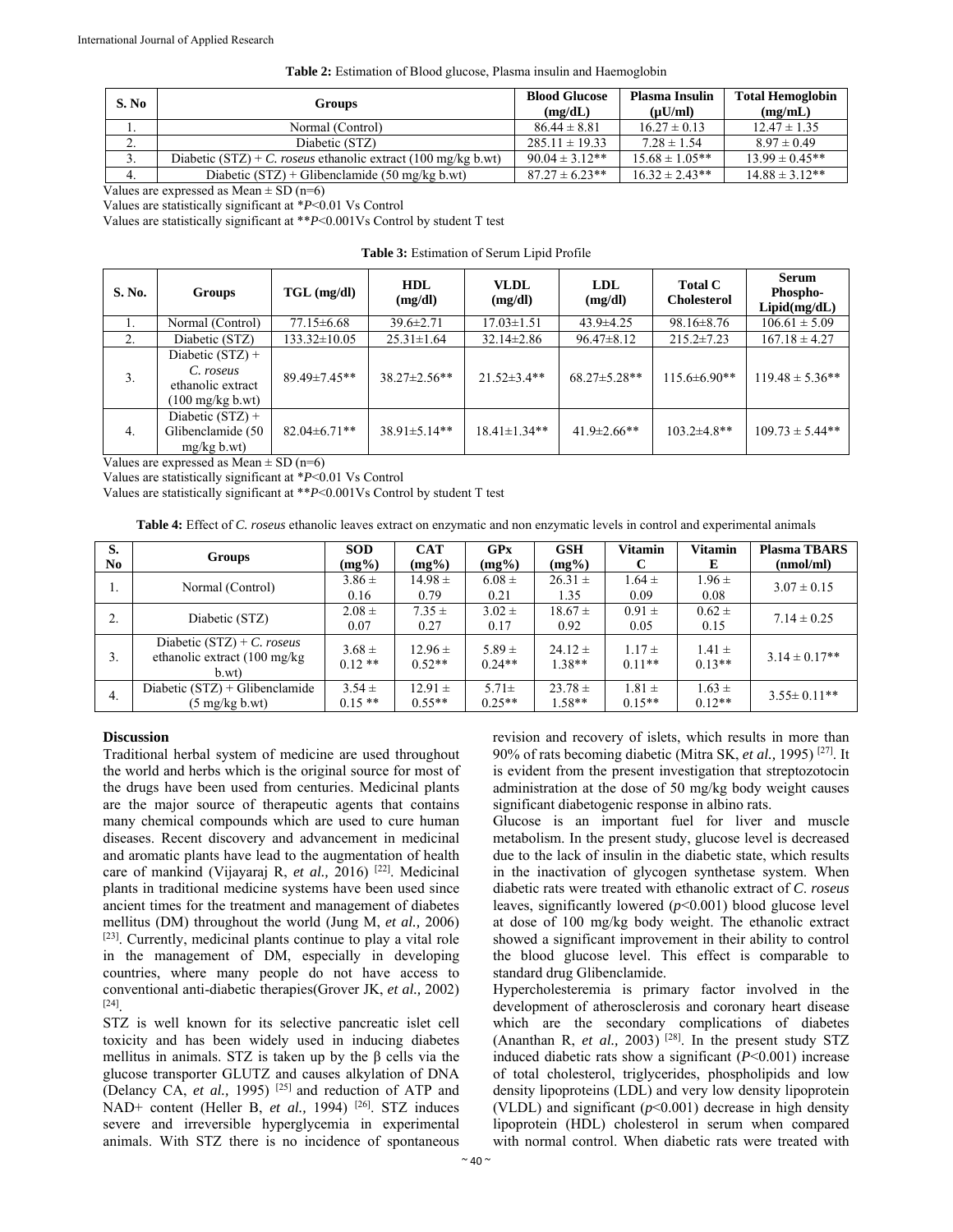**Table 2:** Estimation of Blood glucose, Plasma insulin and Haemoglobin

| S. No | Groups | Blood Glucose (mg/dL) | Plasma Insulin (µU/ml) | Total Hemoglobin (mg/mL) |
|---|---|---|---|---|
| 1. | Normal (Control) | 86.44 ± 8.81 | 16.27 ± 0.13 | 12.47 ± 1.35 |
| 2. | Diabetic (STZ) | 285.11 ± 19.33 | 7.28 ± 1.54 | 8.97 ± 0.49 |
| 3. | Diabetic (STZ) + *C. roseus* ethanolic extract (100 mg/kg b.wt) | 90.04 ± 3.12** | 15.68 ± 1.05** | 13.99 ± 0.45** |
| 4. | Diabetic (STZ) + Glibenclamide (50 mg/kg b.wt) | 87.27 ± 6.23** | 16.32 ± 2.43** | 14.88 ± 3.12** |

Values are expressed as Mean ± SD (n=6)

Values are statistically significant at *$P$<0.01 Vs Control

Values are statistically significant at **$P$<0.001Vs Control by student T test

**Table 3:** Estimation of Serum Lipid Profile

| S. No. | Groups | TGL (mg/dl) | HDL (mg/dl) | VLDL (mg/dl) | LDL (mg/dl) | Total C Cholesterol | Serum Phospho-Lipid(mg/dL) |
|---|---|---|---|---|---|---|---|
| 1. | Normal (Control) | 77.15±6.68 | 39.6±2.71 | 17.03±1.51 | 43.9±4.25 | 98.16±8.76 | 106.61 ± 5.09 |
| 2. | Diabetic (STZ) | 133.32±10.05 | 25.31±1.64 | 32.14±2.86 | 96.47±8.12 | 215.2±7.23 | 167.18 ± 4.27 |
| 3. | Diabetic (STZ) + *C. roseus* ethanolic extract (100 mg/kg b.wt) | 89.49±7.45** | 38.27±2.56** | 21.52±3.4** | 68.27±5.28** | 115.6±6.90** | 119.48 ± 5.36** |
| 4. | Diabetic (STZ) + Glibenclamide (50 mg/kg b.wt) | 82.04±6.71** | 38.91±5.14** | 18.41±1.34** | 41.9±2.66** | 103.2±4.8** | 109.73 ± 5.44** |

Values are expressed as Mean ± SD (n=6)

Values are statistically significant at *$P$<0.01 Vs Control

Values are statistically significant at **$P$<0.001Vs Control by student T test

**Table 4:** Effect of *C. roseus* ethanolic leaves extract on enzymatic and non enzymatic levels in control and experimental animals

| S. No | Groups | SOD (mg%) | CAT (mg%) | GPx (mg%) | GSH (mg%) | Vitamin C | Vitamin E | Plasma TBARS (nmol/ml) |
|---|---|---|---|---|---|---|---|---|
| 1. | Normal (Control) | 3.86 ± 0.16 | 14.98 ± 0.79 | 6.08 ± 0.21 | 26.31 ± 1.35 | 1.64 ± 0.09 | 1.96 ± 0.08 | 3.07 ± 0.15 |
| 2. | Diabetic (STZ) | 2.08 ± 0.07 | 7.35 ± 0.27 | 3.02 ± 0.17 | 18.67 ± 0.92 | 0.91 ± 0.05 | 0.62 ± 0.15 | 7.14 ± 0.25 |
| 3. | Diabetic (STZ) + *C. roseus* ethanolic extract (100 mg/kg b.wt) | 3.68 ± 0.12 ** | 12.96 ± 0.52** | 5.89 ± 0.24** | 24.12 ± 1.38** | 1.17 ± 0.11** | 1.41 ± 0.13** | 3.14 ± 0.17** |
| 4. | Diabetic (STZ) + Glibenclamide (5 mg/kg b.wt) | 3.54 ± 0.15 ** | 12.91 ± 0.55** | 5.71± 0.25** | 23.78 ± 1.58** | 1.81 ± 0.15** | 1.63 ± 0.12** | 3.55± 0.11** |

## Discussion

Traditional herbal system of medicine are used throughout the world and herbs which is the original source for most of the drugs have been used from centuries. Medicinal plants are the major source of therapeutic agents that contains many chemical compounds which are used to cure human diseases. Recent discovery and advancement in medicinal and aromatic plants have lead to the augmentation of health care of mankind (Vijayaraj R, *et al.,* 2016) [22]. Medicinal plants in traditional medicine systems have been used since ancient times for the treatment and management of diabetes mellitus (DM) throughout the world (Jung M, *et al.,* 2006) [23]. Currently, medicinal plants continue to play a vital role in the management of DM, especially in developing countries, where many people do not have access to conventional anti-diabetic therapies(Grover JK, *et al.,* 2002) [24].

STZ is well known for its selective pancreatic islet cell toxicity and has been widely used in inducing diabetes mellitus in animals. STZ is taken up by the β cells via the glucose transporter GLUTZ and causes alkylation of DNA (Delancy CA, *et al.,* 1995) [25] and reduction of ATP and NAD+ content (Heller B, *et al.,* 1994) [26]. STZ induces severe and irreversible hyperglycemia in experimental animals. With STZ there is no incidence of spontaneous revision and recovery of islets, which results in more than 90% of rats becoming diabetic (Mitra SK, *et al.,* 1995) [27]. It is evident from the present investigation that streptozotocin administration at the dose of 50 mg/kg body weight causes significant diabetogenic response in albino rats.

Glucose is an important fuel for liver and muscle metabolism. In the present study, glucose level is decreased due to the lack of insulin in the diabetic state, which results in the inactivation of glycogen synthetase system. When diabetic rats were treated with ethanolic extract of *C. roseus* leaves, significantly lowered ($p$<0.001) blood glucose level at dose of 100 mg/kg body weight. The ethanolic extract showed a significant improvement in their ability to control the blood glucose level. This effect is comparable to standard drug Glibenclamide.

Hypercholesteremia is primary factor involved in the development of atherosclerosis and coronary heart disease which are the secondary complications of diabetes (Ananthan R, *et al.,* 2003) [28]. In the present study STZ induced diabetic rats show a significant ($P$<0.001) increase of total cholesterol, triglycerides, phospholipids and low density lipoproteins (LDL) and very low density lipoprotein (VLDL) and significant ($p$<0.001) decrease in high density lipoprotein (HDL) cholesterol in serum when compared with normal control. When diabetic rats were treated with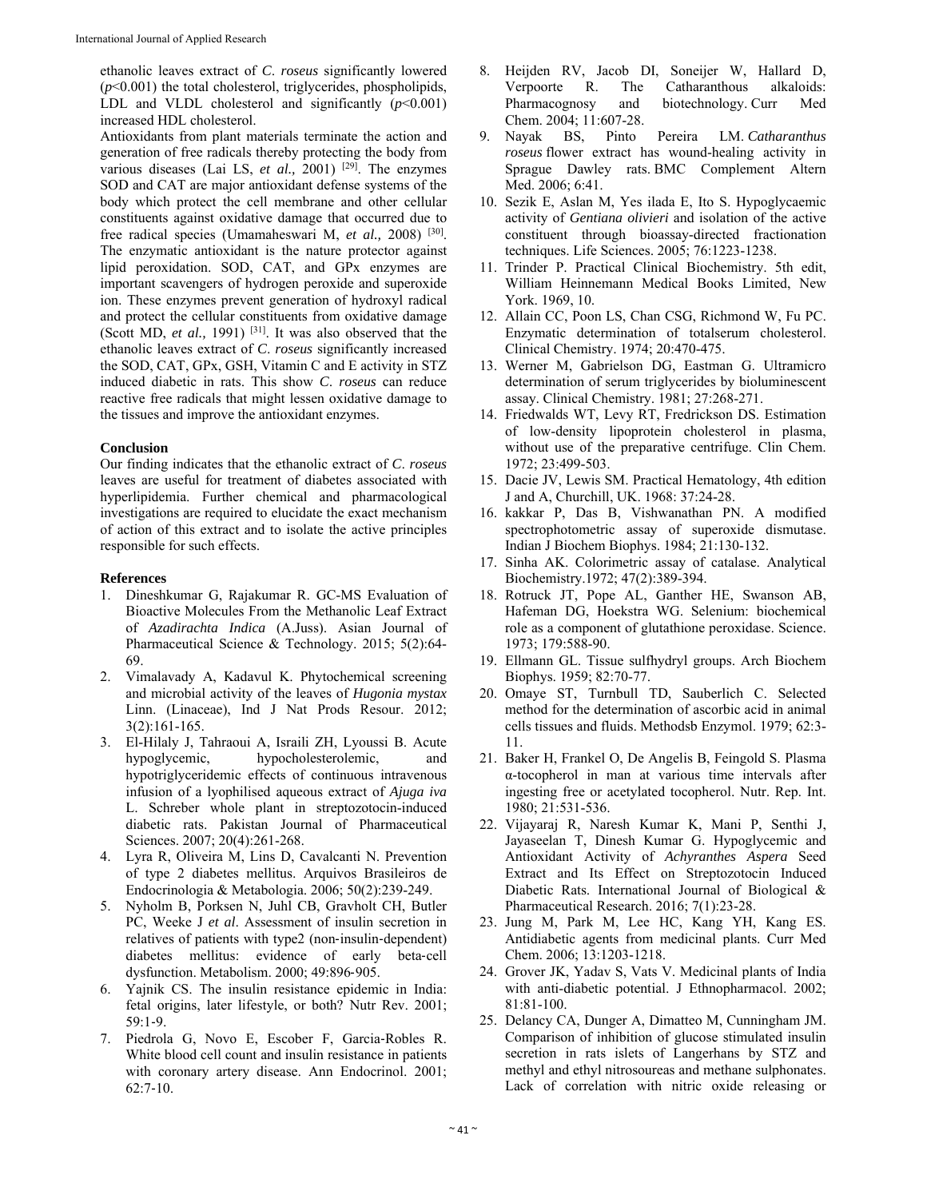ethanolic leaves extract of *C. roseus* significantly lowered ($p$<0.001) the total cholesterol, triglycerides, phospholipids, LDL and VLDL cholesterol and significantly ($p$<0.001) increased HDL cholesterol.

Antioxidants from plant materials terminate the action and generation of free radicals thereby protecting the body from various diseases (Lai LS, *et al.,* 2001) [29]. The enzymes SOD and CAT are major antioxidant defense systems of the body which protect the cell membrane and other cellular constituents against oxidative damage that occurred due to free radical species (Umamaheswari M, *et al.,* 2008) [30]. The enzymatic antioxidant is the nature protector against lipid peroxidation. SOD, CAT, and GPx enzymes are important scavengers of hydrogen peroxide and superoxide ion. These enzymes prevent generation of hydroxyl radical and protect the cellular constituents from oxidative damage (Scott MD, *et al.,* 1991) [31]. It was also observed that the ethanolic leaves extract of *C. roseus* significantly increased the SOD, CAT, GPx, GSH, Vitamin C and E activity in STZ induced diabetic in rats. This show *C. roseus* can reduce reactive free radicals that might lessen oxidative damage to the tissues and improve the antioxidant enzymes.

**Conclusion**

Our finding indicates that the ethanolic extract of *C. roseus* leaves are useful for treatment of diabetes associated with hyperlipidemia. Further chemical and pharmacological investigations are required to elucidate the exact mechanism of action of this extract and to isolate the active principles responsible for such effects.

**References**

1. Dineshkumar G, Rajakumar R. GC-MS Evaluation of Bioactive Molecules From the Methanolic Leaf Extract of *Azadirachta Indica* (A.Juss). Asian Journal of Pharmaceutical Science & Technology. 2015; 5(2):64-69.
2. Vimalavady A, Kadavul K. Phytochemical screening and microbial activity of the leaves of *Hugonia mystax* Linn. (Linaceae), Ind J Nat Prods Resour. 2012; 3(2):161-165.
3. El-Hilaly J, Tahraoui A, Israili ZH, Lyoussi B. Acute hypoglycemic, hypocholesterolemic, and hypotriglyceridemic effects of continuous intravenous infusion of a lyophilised aqueous extract of *Ajuga iva* L. Schreber whole plant in streptozotocin-induced diabetic rats. Pakistan Journal of Pharmaceutical Sciences. 2007; 20(4):261-268.
4. Lyra R, Oliveira M, Lins D, Cavalcanti N. Prevention of type 2 diabetes mellitus. Arquivos Brasileiros de Endocrinologia & Metabologia. 2006; 50(2):239-249.
5. Nyholm B, Porksen N, Juhl CB, Gravholt CH, Butler PC, Weeke J *et al*. Assessment of insulin secretion in relatives of patients with type2 (non‐insulin‐dependent) diabetes mellitus: evidence of early beta‐cell dysfunction. Metabolism. 2000; 49:896‐905.
6. Yajnik CS. The insulin resistance epidemic in India: fetal origins, later lifestyle, or both? Nutr Rev. 2001; 59:1-9.
7. Piedrola G, Novo E, Escober F, Garcia-Robles R. White blood cell count and insulin resistance in patients with coronary artery disease. Ann Endocrinol. 2001; 62:7-10.
8. Heijden RV, Jacob DI, Soneijer W, Hallard D, Verpoorte R. The Catharanthus alkaloids: Pharmacognosy and biotechnology. Curr Med Chem. 2004; 11:607-28.
9. Nayak BS, Pinto Pereira LM. *Catharanthus roseus* flower extract has wound-healing activity in Sprague Dawley rats. BMC Complement Altern Med. 2006; 6:41.
10. Sezik E, Aslan M, Yes ilada E, Ito S. Hypoglycaemic activity of *Gentiana olivieri* and isolation of the active constituent through bioassay-directed fractionation techniques. Life Sciences. 2005; 76:1223-1238.
11. Trinder P. Practical Clinical Biochemistry. 5th edit, William Heinnemann Medical Books Limited, New York. 1969, 10.
12. Allain CC, Poon LS, Chan CSG, Richmond W, Fu PC. Enzymatic determination of totalserum cholesterol. Clinical Chemistry. 1974; 20:470-475.
13. Werner M, Gabrielson DG, Eastman G. Ultramicro determination of serum triglycerides by bioluminescent assay. Clinical Chemistry. 1981; 27:268-271.
14. Friedwalds WT, Levy RT, Fredrickson DS. Estimation of low-density lipoprotein cholesterol in plasma, without use of the preparative centrifuge. Clin Chem. 1972; 23:499-503.
15. Dacie JV, Lewis SM. Practical Hematology, 4th edition J and A, Churchill, UK. 1968: 37:24-28.
16. kakkar P, Das B, Vishwanathan PN. A modified spectrophotometric assay of superoxide dismutase. Indian J Biochem Biophys. 1984; 21:130-132.
17. Sinha AK. Colorimetric assay of catalase. Analytical Biochemistry.1972; 47(2):389-394.
18. Rotruck JT, Pope AL, Ganther HE, Swanson AB, Hafeman DG, Hoekstra WG. Selenium: biochemical role as a component of glutathione peroxidase. Science. 1973; 179:588-90.
19. Ellmann GL. Tissue sulfhydryl groups. Arch Biochem Biophys. 1959; 82:70-77.
20. Omaye ST, Turnbull TD, Sauberlich C. Selected method for the determination of ascorbic acid in animal cells tissues and fluids. Methodsb Enzymol. 1979; 62:3-11.
21. Baker H, Frankel O, De Angelis B, Feingold S. Plasma α-tocopherol in man at various time intervals after ingesting free or acetylated tocopherol. Nutr. Rep. Int. 1980; 21:531-536.
22. Vijayaraj R, Naresh Kumar K, Mani P, Senthi J, Jayaseelan T, Dinesh Kumar G. Hypoglycemic and Antioxidant Activity of *Achyranthes Aspera* Seed Extract and Its Effect on Streptozotocin Induced Diabetic Rats. International Journal of Biological & Pharmaceutical Research. 2016; 7(1):23-28.
23. Jung M, Park M, Lee HC, Kang YH, Kang ES. Antidiabetic agents from medicinal plants. Curr Med Chem. 2006; 13:1203-1218.
24. Grover JK, Yadav S, Vats V. Medicinal plants of India with anti-diabetic potential. J Ethnopharmacol. 2002; 81:81-100.
25. Delancy CA, Dunger A, Dimatteo M, Cunningham JM. Comparison of inhibition of glucose stimulated insulin secretion in rats islets of Langerhans by STZ and methyl and ethyl nitrosoureas and methane sulphonates. Lack of correlation with nitric oxide releasing or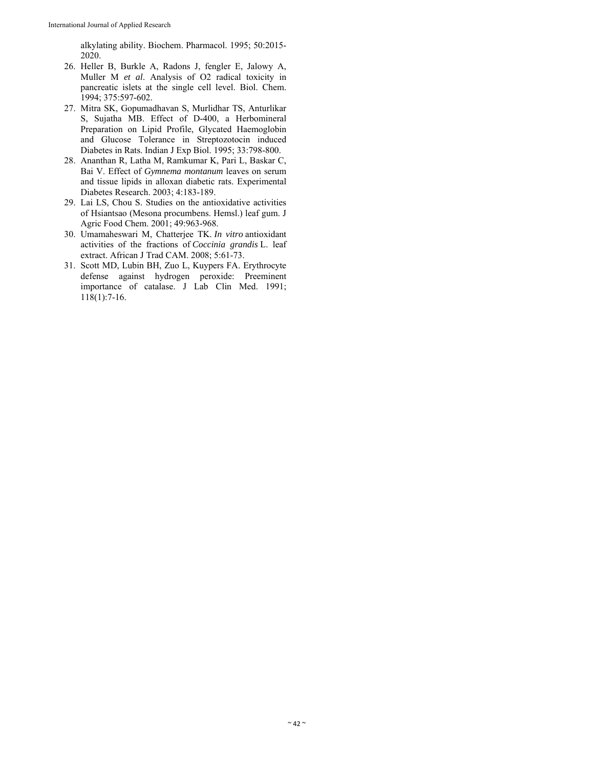alkylating ability. Biochem. Pharmacol. 1995; 50:2015-2020.

26. Heller B, Burkle A, Radons J, fengler E, Jalowy A, Muller M *et al*. Analysis of O2 radical toxicity in pancreatic islets at the single cell level. Biol. Chem. 1994; 375:597-602.
27. Mitra SK, Gopumadhavan S, Murlidhar TS, Anturlikar S, Sujatha MB. Effect of D-400, a Herbomineral Preparation on Lipid Profile, Glycated Haemoglobin and Glucose Tolerance in Streptozotocin induced Diabetes in Rats. Indian J Exp Biol. 1995; 33:798-800.
28. Ananthan R, Latha M, Ramkumar K, Pari L, Baskar C, Bai V. Effect of *Gymnema montanum* leaves on serum and tissue lipids in alloxan diabetic rats. Experimental Diabetes Research. 2003; 4:183-189.
29. Lai LS, Chou S. Studies on the antioxidative activities of Hsiantsao (Mesona procumbens. Hemsl.) leaf gum. J Agric Food Chem. 2001; 49:963-968.
30. Umamaheswari M, Chatterjee TK. *In vitro* antioxidant activities of the fractions of *Coccinia grandis* L. leaf extract. African J Trad CAM. 2008; 5:61-73.
31. Scott MD, Lubin BH, Zuo L, Kuypers FA. Erythrocyte defense against hydrogen peroxide: Preeminent importance of catalase. J Lab Clin Med. 1991; 118(1):7-16.